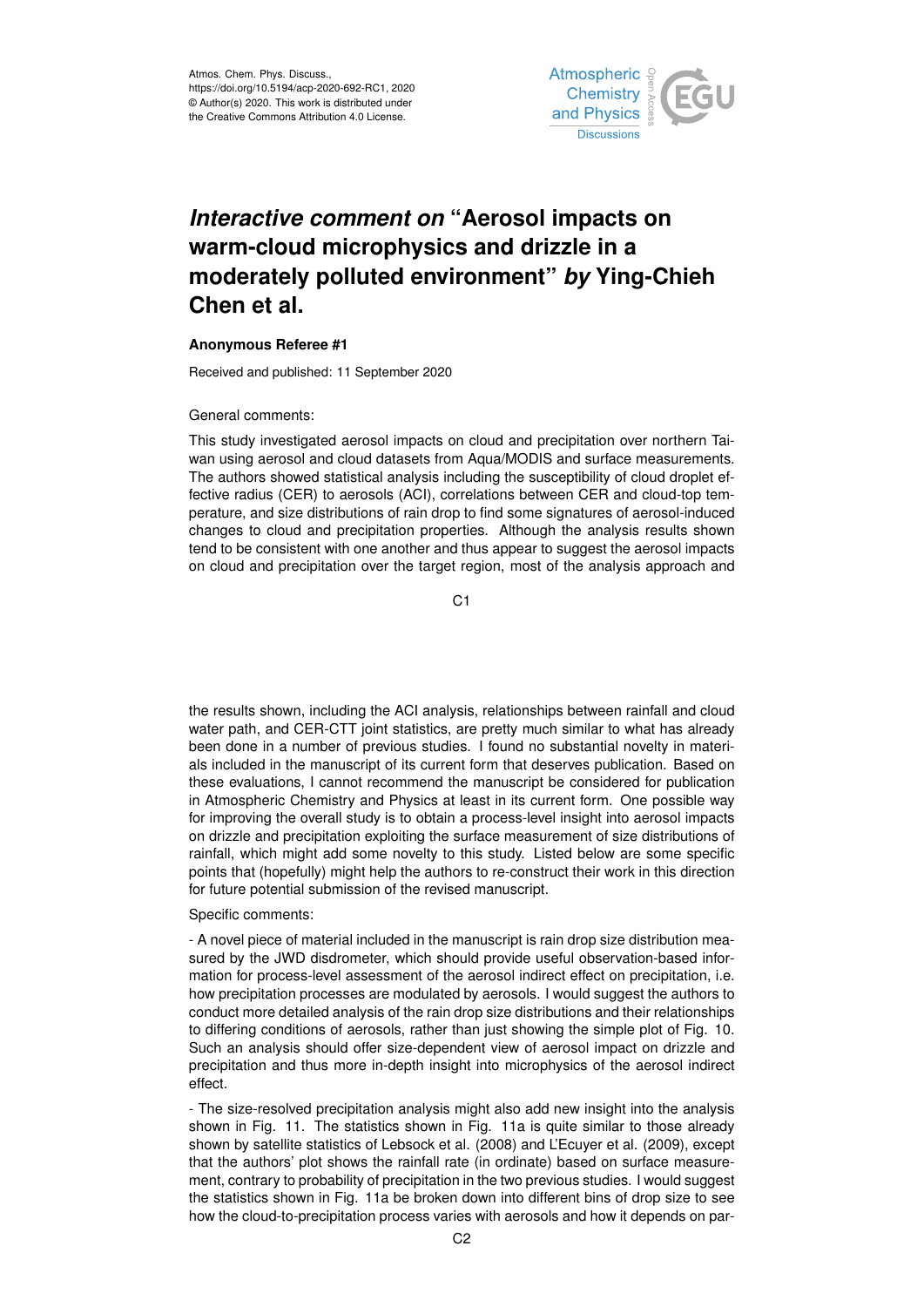# *Interactive comment on* "Aerosol impacts on warm-cloud microphysics and drizzle in a moderately polluted environment" *by* Ying-Chieh Chen et al.

**Anonymous Referee #1**

Received and published: 11 September 2020

General comments:

This study investigated aerosol impacts on cloud and precipitation over northern Taiwan using aerosol and cloud datasets from Aqua/MODIS and surface measurements. The authors showed statistical analysis including the susceptibility of cloud droplet effective radius (CER) to aerosols (ACI), correlations between CER and cloud-top temperature, and size distributions of rain drop to find some signatures of aerosol-induced changes to cloud and precipitation properties. Although the analysis results shown tend to be consistent with one another and thus appear to suggest the aerosol impacts on cloud and precipitation over the target region, most of the analysis approach and the results shown, including the ACI analysis, relationships between rainfall and cloud water path, and CER-CTT joint statistics, are pretty much similar to what has already been done in a number of previous studies. I found no substantial novelty in materials included in the manuscript of its current form that deserves publication. Based on these evaluations, I cannot recommend the manuscript be considered for publication in Atmospheric Chemistry and Physics at least in its current form. One possible way for improving the overall study is to obtain a process-level insight into aerosol impacts on drizzle and precipitation exploiting the surface measurement of size distributions of rainfall, which might add some novelty to this study. Listed below are some specific points that (hopefully) might help the authors to re-construct their work in this direction for future potential submission of the revised manuscript.

Specific comments:

- A novel piece of material included in the manuscript is rain drop size distribution measured by the JWD disdrometer, which should provide useful observation-based information for process-level assessment of the aerosol indirect effect on precipitation, i.e. how precipitation processes are modulated by aerosols. I would suggest the authors to conduct more detailed analysis of the rain drop size distributions and their relationships to differing conditions of aerosols, rather than just showing the simple plot of Fig. 10. Such an analysis should offer size-dependent view of aerosol impact on drizzle and precipitation and thus more in-depth insight into microphysics of the aerosol indirect effect.

- The size-resolved precipitation analysis might also add new insight into the analysis shown in Fig. 11. The statistics shown in Fig. 11a is quite similar to those already shown by satellite statistics of Lebsock et al. (2008) and L'Ecuyer et al. (2009), except that the authors' plot shows the rainfall rate (in ordinate) based on surface measurement, contrary to probability of precipitation in the two previous studies. I would suggest the statistics shown in Fig. 11a be broken down into different bins of drop size to see how the cloud-to-precipitation process varies with aerosols and how it depends on par-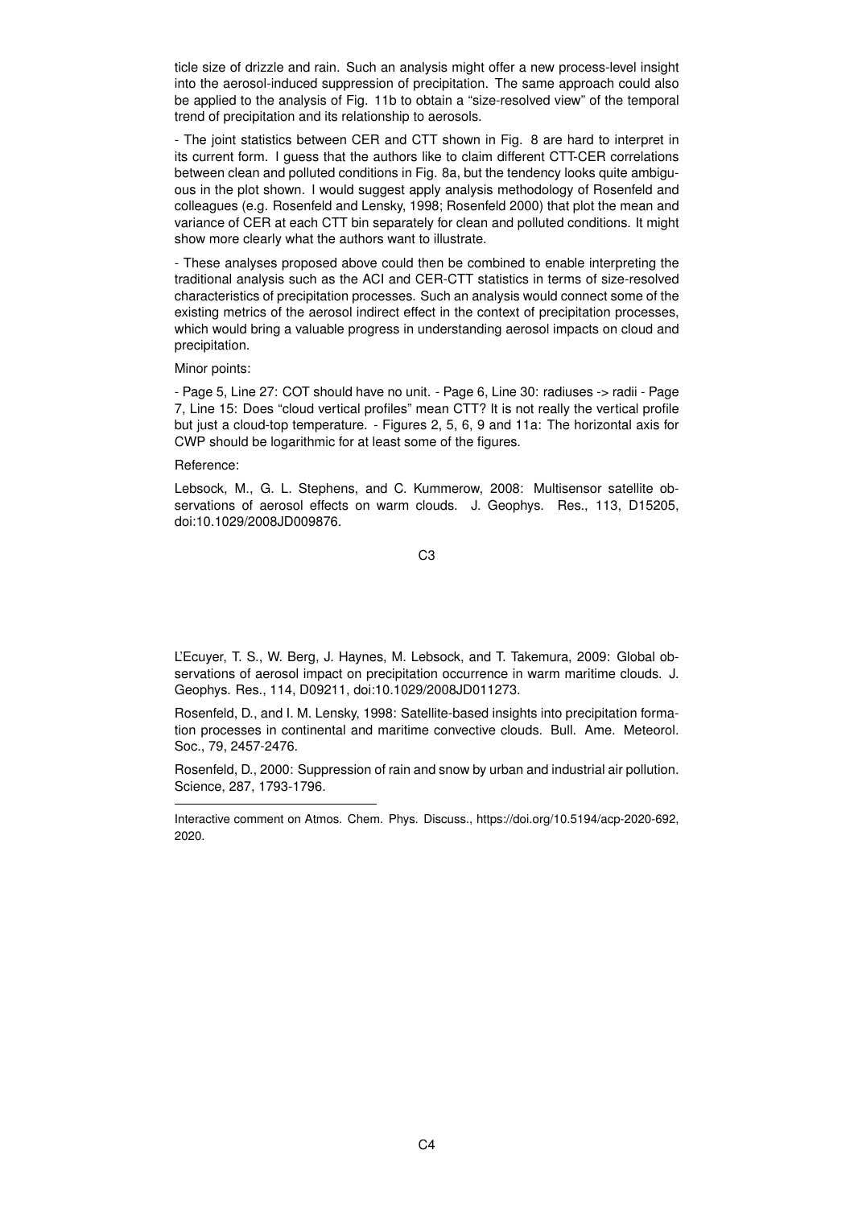ticle size of drizzle and rain. Such an analysis might offer a new process-level insight into the aerosol-induced suppression of precipitation. The same approach could also be applied to the analysis of Fig. 11b to obtain a "size-resolved view" of the temporal trend of precipitation and its relationship to aerosols.

- The joint statistics between CER and CTT shown in Fig. 8 are hard to interpret in its current form. I guess that the authors like to claim different CTT-CER correlations between clean and polluted conditions in Fig. 8a, but the tendency looks quite ambiguous in the plot shown. I would suggest apply analysis methodology of Rosenfeld and colleagues (e.g. Rosenfeld and Lensky, 1998; Rosenfeld 2000) that plot the mean and variance of CER at each CTT bin separately for clean and polluted conditions. It might show more clearly what the authors want to illustrate.

- These analyses proposed above could then be combined to enable interpreting the traditional analysis such as the ACI and CER-CTT statistics in terms of size-resolved characteristics of precipitation processes. Such an analysis would connect some of the existing metrics of the aerosol indirect effect in the context of precipitation processes, which would bring a valuable progress in understanding aerosol impacts on cloud and precipitation.

Minor points:

- Page 5, Line 27: COT should have no unit. - Page 6, Line 30: radiuses -> radii - Page 7, Line 15: Does "cloud vertical profiles" mean CTT? It is not really the vertical profile but just a cloud-top temperature. - Figures 2, 5, 6, 9 and 11a: The horizontal axis for CWP should be logarithmic for at least some of the figures.

Reference:

Lebsock, M., G. L. Stephens, and C. Kummerow, 2008: Multisensor satellite observations of aerosol effects on warm clouds. J. Geophys. Res., 113, D15205, doi:10.1029/2008JD009876.

L'Ecuyer, T. S., W. Berg, J. Haynes, M. Lebsock, and T. Takemura, 2009: Global observations of aerosol impact on precipitation occurrence in warm maritime clouds. J. Geophys. Res., 114, D09211, doi:10.1029/2008JD011273.

Rosenfeld, D., and I. M. Lensky, 1998: Satellite-based insights into precipitation formation processes in continental and maritime convective clouds. Bull. Ame. Meteorol. Soc., 79, 2457-2476.

Rosenfeld, D., 2000: Suppression of rain and snow by urban and industrial air pollution. Science, 287, 1793-1796.

---

Interactive comment on Atmos. Chem. Phys. Discuss., https://doi.org/10.5194/acp-2020-692, 2020.